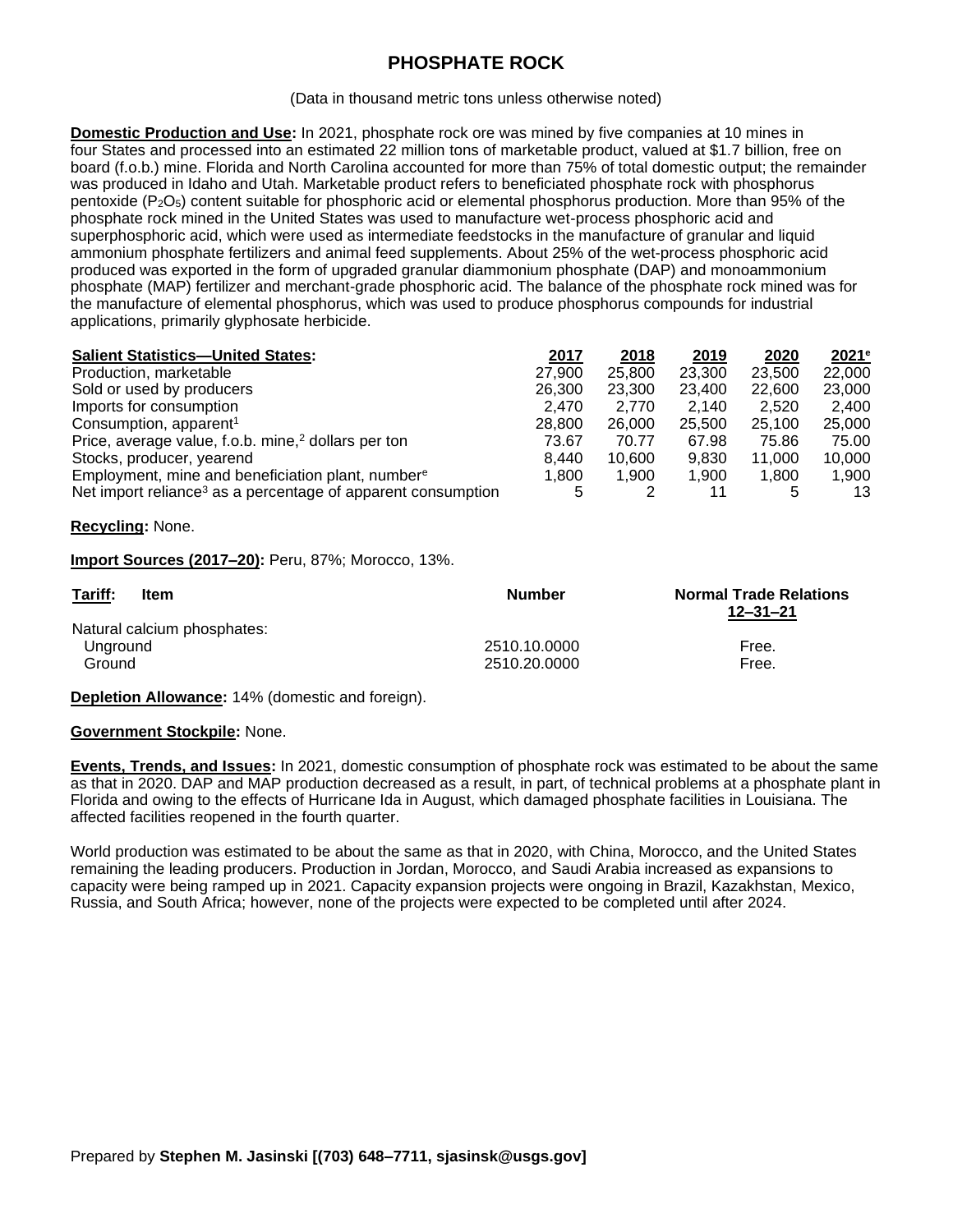# PHOSPHATE ROCK

(Data in thousand metric tons unless otherwise noted)

**Domestic Production and Use:** In 2021, phosphate rock ore was mined by five companies at 10 mines in four States and processed into an estimated 22 million tons of marketable product, valued at $1.7 billion, free on board (f.o.b.) mine. Florida and North Carolina accounted for more than 75% of total domestic output; the remainder was produced in Idaho and Utah. Marketable product refers to beneficiated phosphate rock with phosphorus pentoxide ($P_2O_5$) content suitable for phosphoric acid or elemental phosphorus production. More than 95% of the phosphate rock mined in the United States was used to manufacture wet-process phosphoric acid and superphosphoric acid, which were used as intermediate feedstocks in the manufacture of granular and liquid ammonium phosphate fertilizers and animal feed supplements. About 25% of the wet-process phosphoric acid produced was exported in the form of upgraded granular diammonium phosphate (DAP) and monoammonium phosphate (MAP) fertilizer and merchant-grade phosphoric acid. The balance of the phosphate rock mined was for the manufacture of elemental phosphorus, which was used to produce phosphorus compounds for industrial applications, primarily glyphosate herbicide.

| Salient Statistics—United States: | 2017 | 2018 | 2019 | 2020 | 2021[e] |
|---|---|---|---|---|---|
| Production, marketable | 27,900 | 25,800 | 23,300 | 23,500 | 22,000 |
| Sold or used by producers | 26,300 | 23,300 | 23,400 | 22,600 | 23,000 |
| Imports for consumption | 2,470 | 2,770 | 2,140 | 2,520 | 2,400 |
| Consumption, apparent[1] | 28,800 | 26,000 | 25,500 | 25,100 | 25,000 |
| Price, average value, f.o.b. mine,[2] dollars per ton | 73.67 | 70.77 | 67.98 | 75.86 | 75.00 |
| Stocks, producer, yearend | 8,440 | 10,600 | 9,830 | 11,000 | 10,000 |
| Employment, mine and beneficiation plant, number[e] | 1,800 | 1,900 | 1,900 | 1,800 | 1,900 |
| Net import reliance[3] as a percentage of apparent consumption | 5 | 2 | 11 | 5 | 13 |

**Recycling:** None.

**Import Sources (2017–20):** Peru, 87%; Morocco, 13%.

| Tariff: Item | Number | Normal Trade Relations 12–31–21 |
|---|---|---|
| Natural calcium phosphates: | | |
| Unground | 2510.10.0000 | Free. |
| Ground | 2510.20.0000 | Free. |

**Depletion Allowance:** 14% (domestic and foreign).

**Government Stockpile:** None.

**Events, Trends, and Issues:** In 2021, domestic consumption of phosphate rock was estimated to be about the same as that in 2020. DAP and MAP production decreased as a result, in part, of technical problems at a phosphate plant in Florida and owing to the effects of Hurricane Ida in August, which damaged phosphate facilities in Louisiana. The affected facilities reopened in the fourth quarter.

World production was estimated to be about the same as that in 2020, with China, Morocco, and the United States remaining the leading producers. Production in Jordan, Morocco, and Saudi Arabia increased as expansions to capacity were being ramped up in 2021. Capacity expansion projects were ongoing in Brazil, Kazakhstan, Mexico, Russia, and South Africa; however, none of the projects were expected to be completed until after 2024.

Prepared by **Stephen M. Jasinski [(703) 648–7711, sjasinsk@usgs.gov]**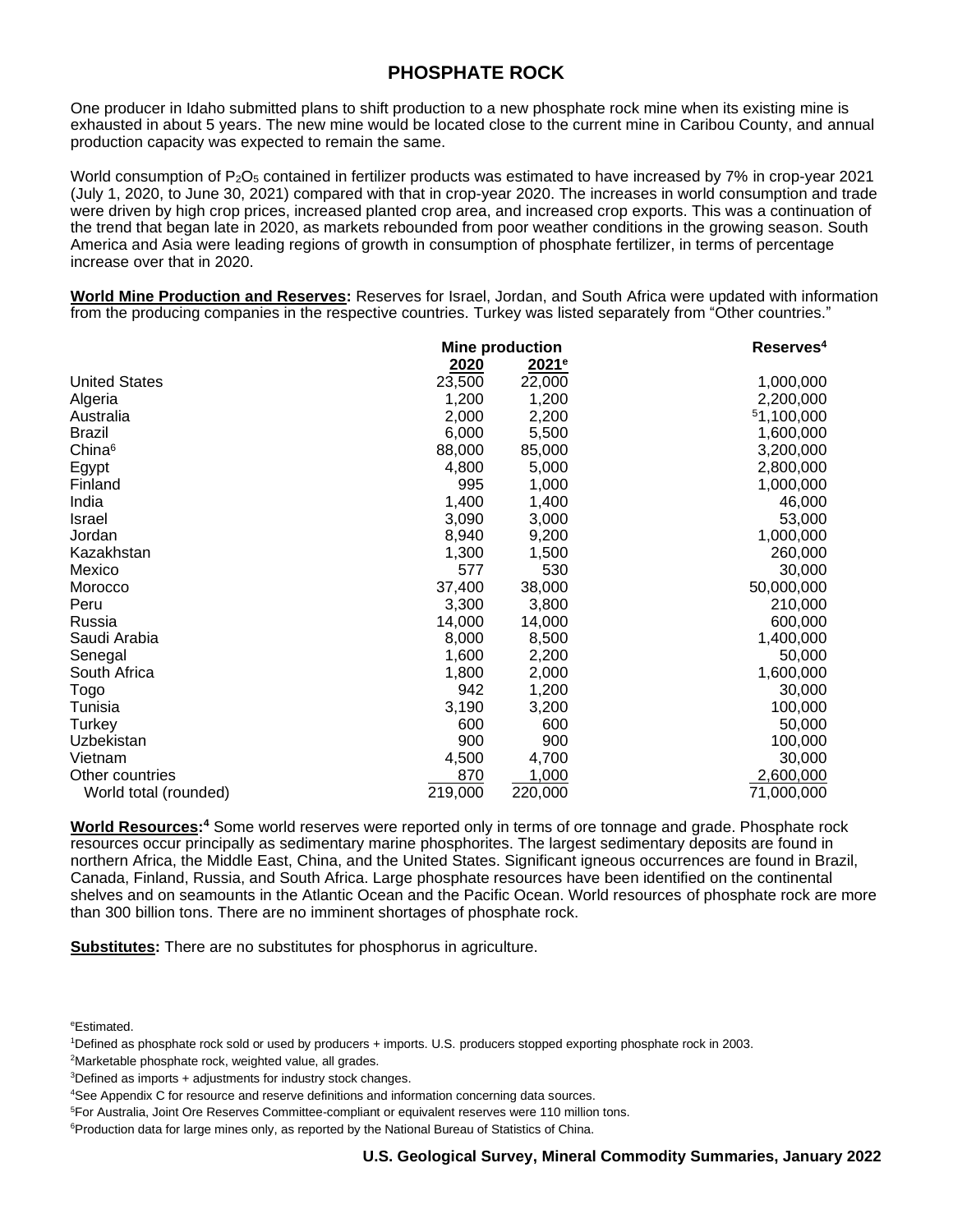## PHOSPHATE ROCK

One producer in Idaho submitted plans to shift production to a new phosphate rock mine when its existing mine is exhausted in about 5 years. The new mine would be located close to the current mine in Caribou County, and annual production capacity was expected to remain the same.

World consumption of $P_2O_5$ contained in fertilizer products was estimated to have increased by 7% in crop-year 2021 (July 1, 2020, to June 30, 2021) compared with that in crop-year 2020. The increases in world consumption and trade were driven by high crop prices, increased planted crop area, and increased crop exports. This was a continuation of the trend that began late in 2020, as markets rebounded from poor weather conditions in the growing season. South America and Asia were leading regions of growth in consumption of phosphate fertilizer, in terms of percentage increase over that in 2020.

**World Mine Production and Reserves:** Reserves for Israel, Jordan, and South Africa were updated with information from the producing companies in the respective countries. Turkey was listed separately from "Other countries."

| | Mine production | | Reserves[4] |
|---|---|---|---|
| | 2020 | 2021[e] | |
| United States | 23,500 | 22,000 | 1,000,000 |
| Algeria | 1,200 | 1,200 | 2,200,000 |
| Australia | 2,000 | 2,200 | [5]1,100,000 |
| Brazil | 6,000 | 5,500 | 1,600,000 |
| China[6] | 88,000 | 85,000 | 3,200,000 |
| Egypt | 4,800 | 5,000 | 2,800,000 |
| Finland | 995 | 1,000 | 1,000,000 |
| India | 1,400 | 1,400 | 46,000 |
| Israel | 3,090 | 3,000 | 53,000 |
| Jordan | 8,940 | 9,200 | 1,000,000 |
| Kazakhstan | 1,300 | 1,500 | 260,000 |
| Mexico | 577 | 530 | 30,000 |
| Morocco | 37,400 | 38,000 | 50,000,000 |
| Peru | 3,300 | 3,800 | 210,000 |
| Russia | 14,000 | 14,000 | 600,000 |
| Saudi Arabia | 8,000 | 8,500 | 1,400,000 |
| Senegal | 1,600 | 2,200 | 50,000 |
| South Africa | 1,800 | 2,000 | 1,600,000 |
| Togo | 942 | 1,200 | 30,000 |
| Tunisia | 3,190 | 3,200 | 100,000 |
| Turkey | 600 | 600 | 50,000 |
| Uzbekistan | 900 | 900 | 100,000 |
| Vietnam | 4,500 | 4,700 | 30,000 |
| Other countries | 870 | 1,000 | 2,600,000 |
| World total (rounded) | 219,000 | 220,000 | 71,000,000 |

**World Resources:**[4] Some world reserves were reported only in terms of ore tonnage and grade. Phosphate rock resources occur principally as sedimentary marine phosphorites. The largest sedimentary deposits are found in northern Africa, the Middle East, China, and the United States. Significant igneous occurrences are found in Brazil, Canada, Finland, Russia, and South Africa. Large phosphate resources have been identified on the continental shelves and on seamounts in the Atlantic Ocean and the Pacific Ocean. World resources of phosphate rock are more than 300 billion tons. There are no imminent shortages of phosphate rock.

**Substitutes:** There are no substitutes for phosphorus in agriculture.

[e]Estimated.

[1]Defined as phosphate rock sold or used by producers + imports. U.S. producers stopped exporting phosphate rock in 2003.

[2]Marketable phosphate rock, weighted value, all grades.

[3]Defined as imports + adjustments for industry stock changes.

[4]See Appendix C for resource and reserve definitions and information concerning data sources.

[5]For Australia, Joint Ore Reserves Committee-compliant or equivalent reserves were 110 million tons.

[6]Production data for large mines only, as reported by the National Bureau of Statistics of China.